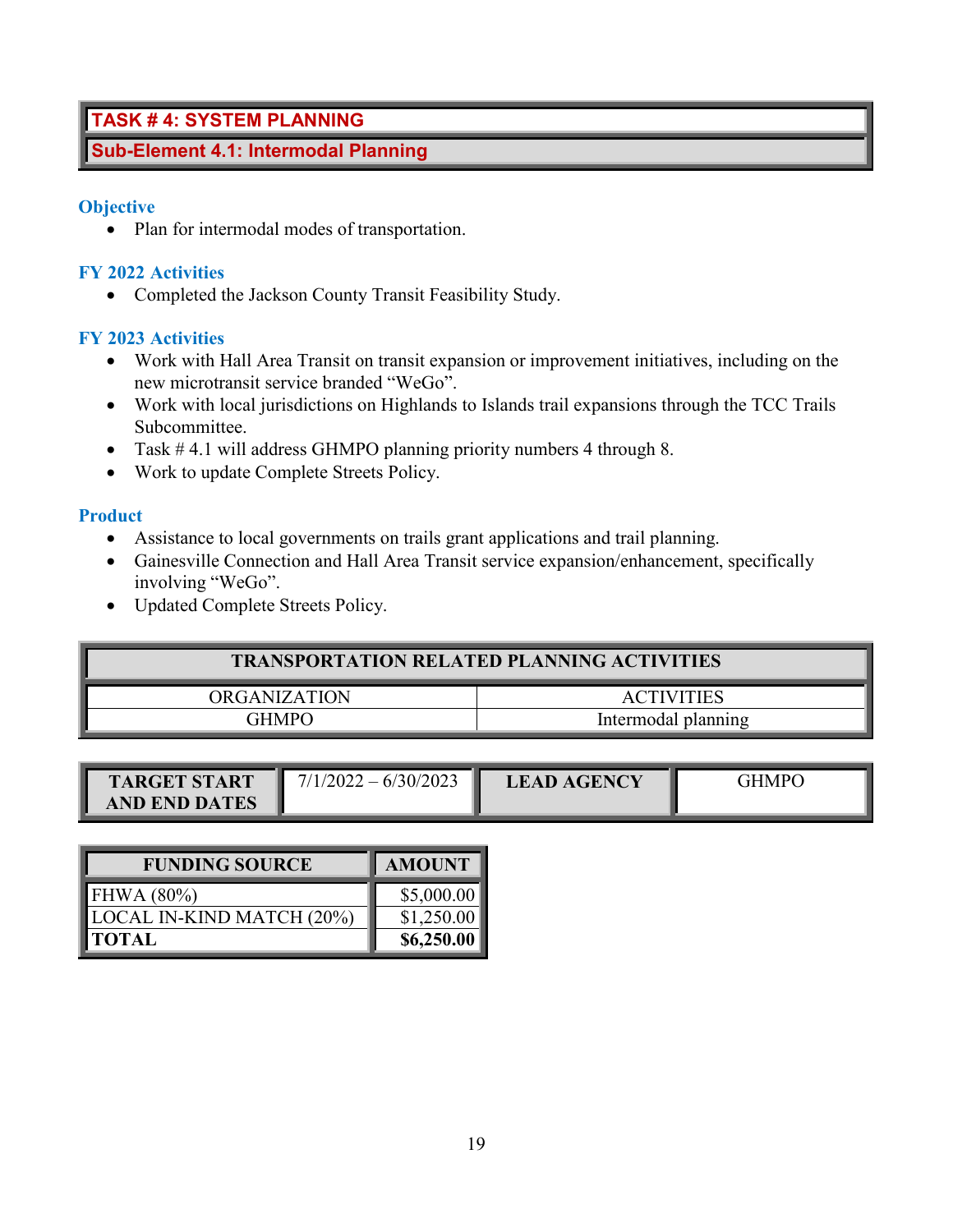## TASK # 4: SYSTEM PLANNING

### Sub-Element 4.1: Intermodal Planning

#### Objective

- Plan for intermodal modes of transportation.

#### FY 2022 Activities

- Completed the Jackson County Transit Feasibility Study.

#### FY 2023 Activities

- Work with Hall Area Transit on transit expansion or improvement initiatives, including on the new microtransit service branded "WeGo".
- Work with local jurisdictions on Highlands to Islands trail expansions through the TCC Trails Subcommittee.
- Task # 4.1 will address GHMPO planning priority numbers 4 through 8.
- Work to update Complete Streets Policy.

#### Product

- Assistance to local governments on trails grant applications and trail planning.
- Gainesville Connection and Hall Area Transit service expansion/enhancement, specifically involving "WeGo".
- Updated Complete Streets Policy.

| TRANSPORTATION RELATED PLANNING ACTIVITIES | |
|---|---|
| ORGANIZATION | ACTIVITIES |
| GHMPO | Intermodal planning |

| TARGET START AND END DATES | 7/1/2022 – 6/30/2023 | LEAD AGENCY | GHMPO |
|---|---|---|---|

| FUNDING SOURCE | AMOUNT |
|---|---|
| FHWA (80%) | $5,000.00 |
| LOCAL IN-KIND MATCH (20%) | $1,250.00 |
| **TOTAL** | **$6,250.00** |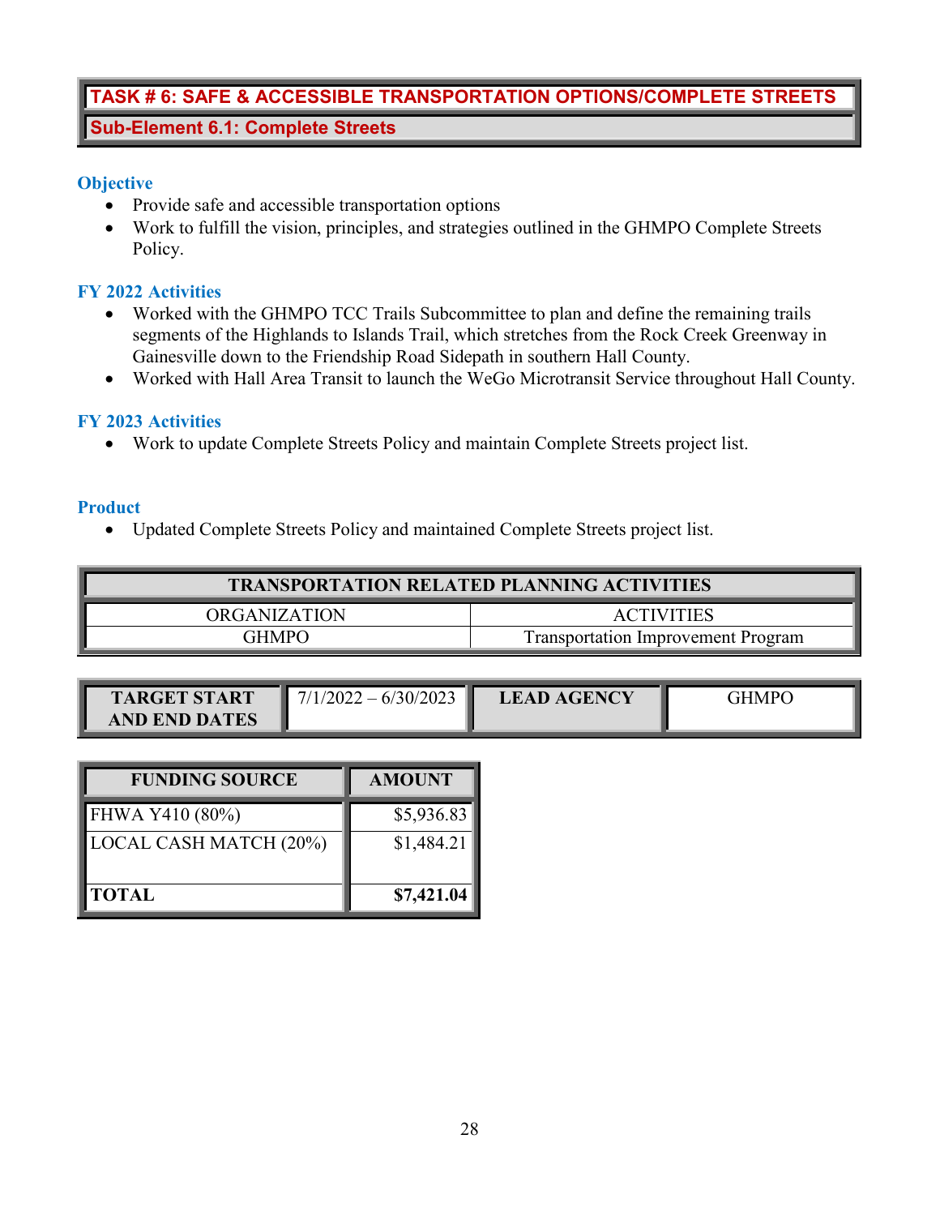## TASK # 6: SAFE & ACCESSIBLE TRANSPORTATION OPTIONS/COMPLETE STREETS

### Sub-Element 6.1: Complete Streets

#### Objective

- Provide safe and accessible transportation options
- Work to fulfill the vision, principles, and strategies outlined in the GHMPO Complete Streets Policy.

#### FY 2022 Activities

- Worked with the GHMPO TCC Trails Subcommittee to plan and define the remaining trails segments of the Highlands to Islands Trail, which stretches from the Rock Creek Greenway in Gainesville down to the Friendship Road Sidepath in southern Hall County.
- Worked with Hall Area Transit to launch the WeGo Microtransit Service throughout Hall County.

#### FY 2023 Activities

- Work to update Complete Streets Policy and maintain Complete Streets project list.

#### Product

- Updated Complete Streets Policy and maintained Complete Streets project list.

| TRANSPORTATION RELATED PLANNING ACTIVITIES | |
|---|---|
| ORGANIZATION | ACTIVITIES |
| GHMPO | Transportation Improvement Program |

| TARGET START AND END DATES | 7/1/2022 – 6/30/2023 | LEAD AGENCY | GHMPO |
|---|---|---|---|

| FUNDING SOURCE | AMOUNT |
|---|---|
| FHWA Y410 (80%) | $5,936.83 |
| LOCAL CASH MATCH (20%) | $1,484.21 |
| **TOTAL** | **$7,421.04** |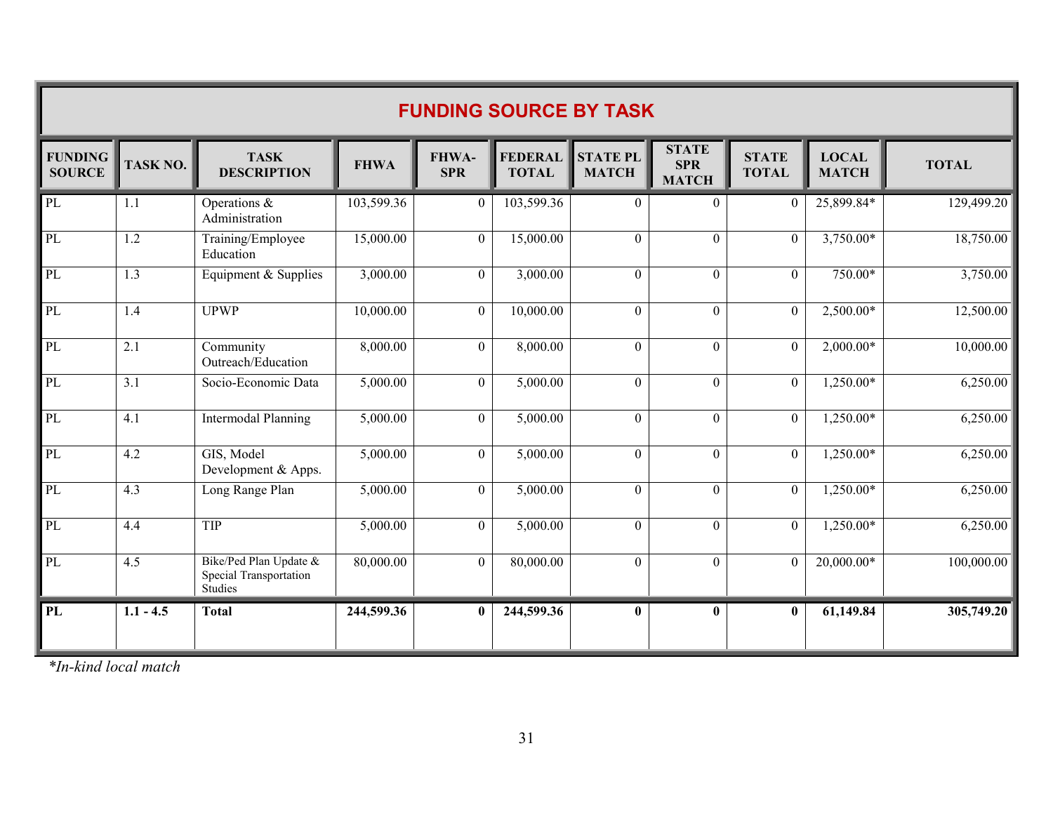## FUNDING SOURCE BY TASK

| FUNDING SOURCE | TASK NO. | TASK DESCRIPTION | FHWA | FHWA-SPR | FEDERAL TOTAL | STATE PL MATCH | STATE SPR MATCH | STATE TOTAL | LOCAL MATCH | TOTAL |
|---|---|---|---|---|---|---|---|---|---|---|
| PL | 1.1 | Operations & Administration | 103,599.36 | 0 | 103,599.36 | 0 | 0 | 0 | 25,899.84* | 129,499.20 |
| PL | 1.2 | Training/Employee Education | 15,000.00 | 0 | 15,000.00 | 0 | 0 | 0 | 3,750.00* | 18,750.00 |
| PL | 1.3 | Equipment & Supplies | 3,000.00 | 0 | 3,000.00 | 0 | 0 | 0 | 750.00* | 3,750.00 |
| PL | 1.4 | UPWP | 10,000.00 | 0 | 10,000.00 | 0 | 0 | 0 | 2,500.00* | 12,500.00 |
| PL | 2.1 | Community Outreach/Education | 8,000.00 | 0 | 8,000.00 | 0 | 0 | 0 | 2,000.00* | 10,000.00 |
| PL | 3.1 | Socio-Economic Data | 5,000.00 | 0 | 5,000.00 | 0 | 0 | 0 | 1,250.00* | 6,250.00 |
| PL | 4.1 | Intermodal Planning | 5,000.00 | 0 | 5,000.00 | 0 | 0 | 0 | 1,250.00* | 6,250.00 |
| PL | 4.2 | GIS, Model Development & Apps. | 5,000.00 | 0 | 5,000.00 | 0 | 0 | 0 | 1,250.00* | 6,250.00 |
| PL | 4.3 | Long Range Plan | 5,000.00 | 0 | 5,000.00 | 0 | 0 | 0 | 1,250.00* | 6,250.00 |
| PL | 4.4 | TIP | 5,000.00 | 0 | 5,000.00 | 0 | 0 | 0 | 1,250.00* | 6,250.00 |
| PL | 4.5 | Bike/Ped Plan Update & Special Transportation Studies | 80,000.00 | 0 | 80,000.00 | 0 | 0 | 0 | 20,000.00* | 100,000.00 |
| **PL** | **1.1 - 4.5** | **Total** | **244,599.36** | **0** | **244,599.36** | **0** | **0** | **0** | **61,149.84** | **305,749.20** |

*\*In-kind local match*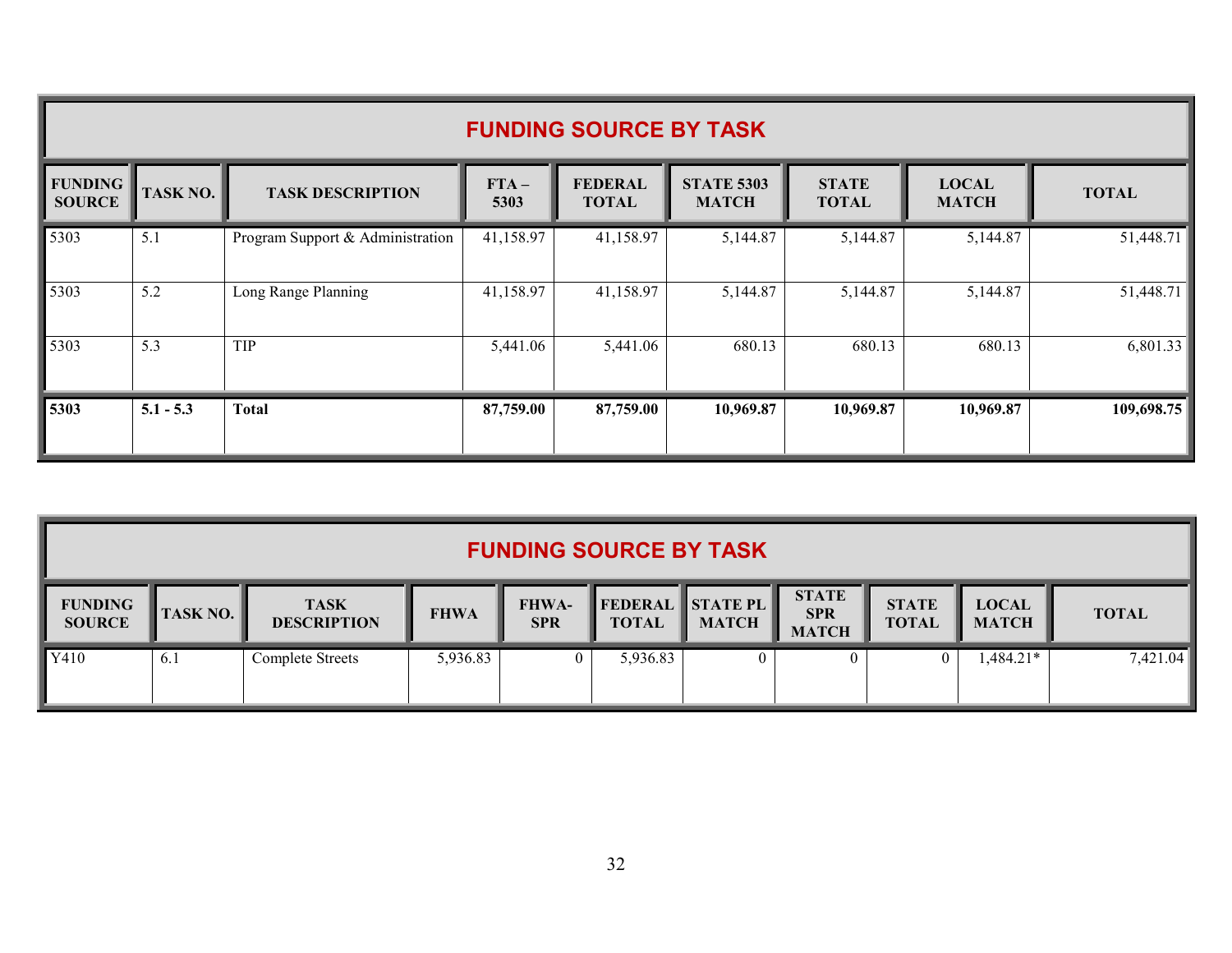## FUNDING SOURCE BY TASK

| FUNDING SOURCE | TASK NO. | TASK DESCRIPTION | FTA – 5303 | FEDERAL TOTAL | STATE 5303 MATCH | STATE TOTAL | LOCAL MATCH | TOTAL |
|---|---|---|---|---|---|---|---|---|
| 5303 | 5.1 | Program Support & Administration | 41,158.97 | 41,158.97 | 5,144.87 | 5,144.87 | 5,144.87 | 51,448.71 |
| 5303 | 5.2 | Long Range Planning | 41,158.97 | 41,158.97 | 5,144.87 | 5,144.87 | 5,144.87 | 51,448.71 |
| 5303 | 5.3 | TIP | 5,441.06 | 5,441.06 | 680.13 | 680.13 | 680.13 | 6,801.33 |
| **5303** | **5.1 - 5.3** | **Total** | **87,759.00** | **87,759.00** | **10,969.87** | **10,969.87** | **10,969.87** | **109,698.75** |

## FUNDING SOURCE BY TASK

| FUNDING SOURCE | TASK NO. | TASK DESCRIPTION | FHWA | FHWA-SPR | FEDERAL TOTAL | STATE PL MATCH | STATE SPR MATCH | STATE TOTAL | LOCAL MATCH | TOTAL |
|---|---|---|---|---|---|---|---|---|---|---|
| Y410 | 6.1 | Complete Streets | 5,936.83 | 0 | 5,936.83 | 0 | 0 | 0 | 1,484.21* | 7,421.04 |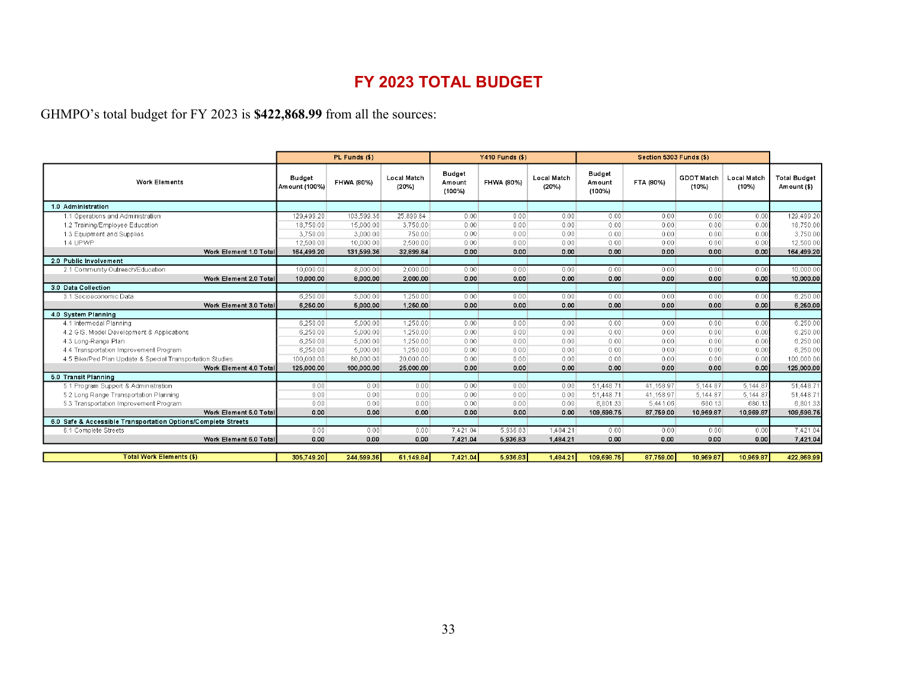# FY 2023 TOTAL BUDGET

GHMPO's total budget for FY 2023 is **$422,868.99** from all the sources:

| Work Elements | PL Funds ($) | | | Y410 Funds ($) | | | Section 5303 Funds ($) | | | | |
|---|---|---|---|---|---|---|---|---|---|---|---|
| | Budget Amount (100%) | FHWA (80%) | Local Match (20%) | Budget Amount (100%) | FHWA (80%) | Local Match (20%) | Budget Amount (100%) | FTA (80%) | GDOT Match (10%) | Local Match (10%) | Total Budget Amount ($) |
| **1.0 Administration** | | | | | | | | | | | |
| 1.1 Operations and Administration | 129,499.20 | 103,599.36 | 25,899.84 | 0.00 | 0.00 | 0.00 | 0.00 | 0.00 | 0.00 | 0.00 | 129,499.20 |
| 1.2 Training/Employee Education | 18,750.00 | 15,000.00 | 3,750.00 | 0.00 | 0.00 | 0.00 | 0.00 | 0.00 | 0.00 | 0.00 | 18,750.00 |
| 1.3 Equipment and Supplies | 3,750.00 | 3,000.00 | 750.00 | 0.00 | 0.00 | 0.00 | 0.00 | 0.00 | 0.00 | 0.00 | 3,750.00 |
| 1.4 UPWP | 12,500.00 | 10,000.00 | 2,500.00 | 0.00 | 0.00 | 0.00 | 0.00 | 0.00 | 0.00 | 0.00 | 12,500.00 |
| **Work Element 1.0 Total** | **164,499.20** | **131,599.36** | **32,899.84** | **0.00** | **0.00** | **0.00** | **0.00** | **0.00** | **0.00** | **0.00** | **164,499.20** |
| **2.0 Public Involvement** | | | | | | | | | | | |
| 2.1 Community Outreach/Education | 10,000.00 | 8,000.00 | 2,000.00 | 0.00 | 0.00 | 0.00 | 0.00 | 0.00 | 0.00 | 0.00 | 10,000.00 |
| **Work Element 2.0 Total** | **10,000.00** | **8,000.00** | **2,000.00** | **0.00** | **0.00** | **0.00** | **0.00** | **0.00** | **0.00** | **0.00** | **10,000.00** |
| **3.0 Data Collection** | | | | | | | | | | | |
| 3.1 Socioeconomic Data | 6,250.00 | 5,000.00 | 1,250.00 | 0.00 | 0.00 | 0.00 | 0.00 | 0.00 | 0.00 | 0.00 | 6,250.00 |
| **Work Element 3.0 Total** | **6,250.00** | **5,000.00** | **1,250.00** | **0.00** | **0.00** | **0.00** | **0.00** | **0.00** | **0.00** | **0.00** | **6,250.00** |
| **4.0 System Planning** | | | | | | | | | | | |
| 4.1 Intermodal Planning | 6,250.00 | 5,000.00 | 1,250.00 | 0.00 | 0.00 | 0.00 | 0.00 | 0.00 | 0.00 | 0.00 | 6,250.00 |
| 4.2 GIS, Model Development & Applications | 6,250.00 | 5,000.00 | 1,250.00 | 0.00 | 0.00 | 0.00 | 0.00 | 0.00 | 0.00 | 0.00 | 6,250.00 |
| 4.3 Long-Range Plan | 6,250.00 | 5,000.00 | 1,250.00 | 0.00 | 0.00 | 0.00 | 0.00 | 0.00 | 0.00 | 0.00 | 6,250.00 |
| 4.4 Transportation Improvement Program | 6,250.00 | 5,000.00 | 1,250.00 | 0.00 | 0.00 | 0.00 | 0.00 | 0.00 | 0.00 | 0.00 | 6,250.00 |
| 4.5 Bike/Ped Plan Update & Special Transportation Studies | 100,000.00 | 80,000.00 | 20,000.00 | 0.00 | 0.00 | 0.00 | 0.00 | 0.00 | 0.00 | 0.00 | 100,000.00 |
| **Work Element 4.0 Total** | **125,000.00** | **100,000.00** | **25,000.00** | **0.00** | **0.00** | **0.00** | **0.00** | **0.00** | **0.00** | **0.00** | **125,000.00** |
| **5.0 Transit Planning** | | | | | | | | | | | |
| 5.1 Program Support & Administration | 0.00 | 0.00 | 0.00 | 0.00 | 0.00 | 0.00 | 51,448.71 | 41,158.97 | 5,144.87 | 5,144.87 | 51,448.71 |
| 5.2 Long Range Transportation Planning | 0.00 | 0.00 | 0.00 | 0.00 | 0.00 | 0.00 | 51,448.71 | 41,158.97 | 5,144.87 | 5,144.87 | 51,448.71 |
| 5.3 Transportation Improvement Program | 0.00 | 0.00 | 0.00 | 0.00 | 0.00 | 0.00 | 6,801.33 | 5,441.06 | 680.13 | 680.13 | 6,801.33 |
| **Work Element 5.0 Total** | **0.00** | **0.00** | **0.00** | **0.00** | **0.00** | **0.00** | **109,698.75** | **87,759.00** | **10,969.87** | **10,969.87** | **109,698.75** |
| **6.0 Safe & Accessible Transportation Options/Complete Streets** | | | | | | | | | | | |
| 6.1 Complete Streets | 0.00 | 0.00 | 0.00 | 7,421.04 | 5,936.83 | 1,484.21 | 0.00 | 0.00 | 0.00 | 0.00 | 7,421.04 |
| **Work Element 6.0 Total** | **0.00** | **0.00** | **0.00** | **7,421.04** | **5,936.83** | **1,484.21** | **0.00** | **0.00** | **0.00** | **0.00** | **7,421.04** |
| **Total Work Elements ($)** | **305,749.20** | **244,599.36** | **61,149.84** | **7,421.04** | **5,936.83** | **1,484.21** | **109,698.75** | **87,759.00** | **10,969.87** | **10,969.87** | **422,868.99** |